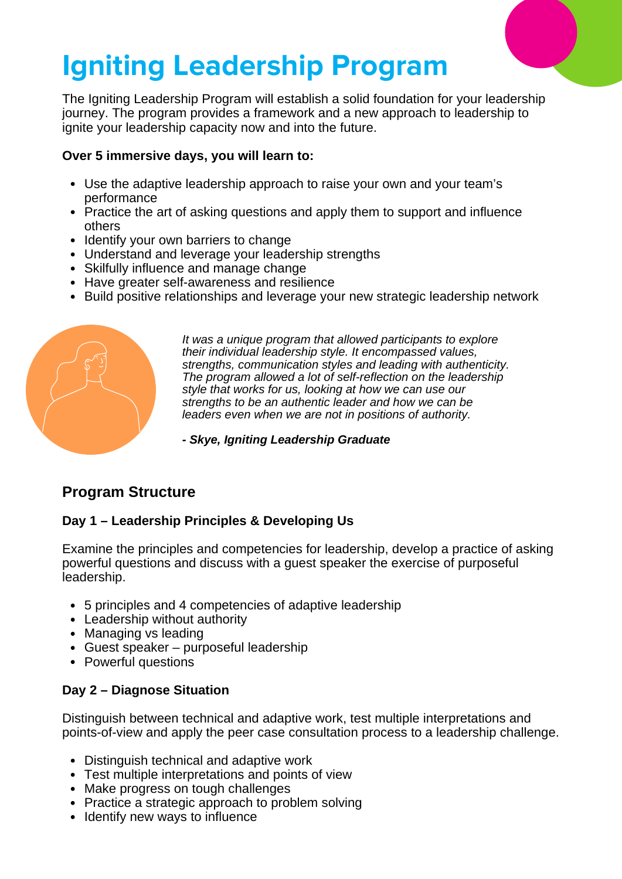# Igniting Leadership Program

The Igniting Leadership Program will establish a solid foundation for your leadership journey. The program provides a framework and a new approach to leadership to ignite your leadership capacity now and into the future.

**Over 5 immersive days, you will learn to:**

- Use the adaptive leadership approach to raise your own and your team's performance
- Practice the art of asking questions and apply them to support and influence others
- Identify your own barriers to change
- Understand and leverage your leadership strengths
- Skilfully influence and manage change
- Have greater self-awareness and resilience
- Build positive relationships and leverage your new strategic leadership network

*It was a unique program that allowed participants to explore their individual leadership style. It encompassed values, strengths, communication styles and leading with authenticity. The program allowed a lot of self-reflection on the leadership style that works for us, looking at how we can use our strengths to be an authentic leader and how we can be leaders even when we are not in positions of authority.*

***- Skye, Igniting Leadership Graduate***

## Program Structure

### Day 1 – Leadership Principles & Developing Us

Examine the principles and competencies for leadership, develop a practice of asking powerful questions and discuss with a guest speaker the exercise of purposeful leadership.

- 5 principles and 4 competencies of adaptive leadership
- Leadership without authority
- Managing vs leading
- Guest speaker – purposeful leadership
- Powerful questions

### Day 2 – Diagnose Situation

Distinguish between technical and adaptive work, test multiple interpretations and points-of-view and apply the peer case consultation process to a leadership challenge.

- Distinguish technical and adaptive work
- Test multiple interpretations and points of view
- Make progress on tough challenges
- Practice a strategic approach to problem solving
- Identify new ways to influence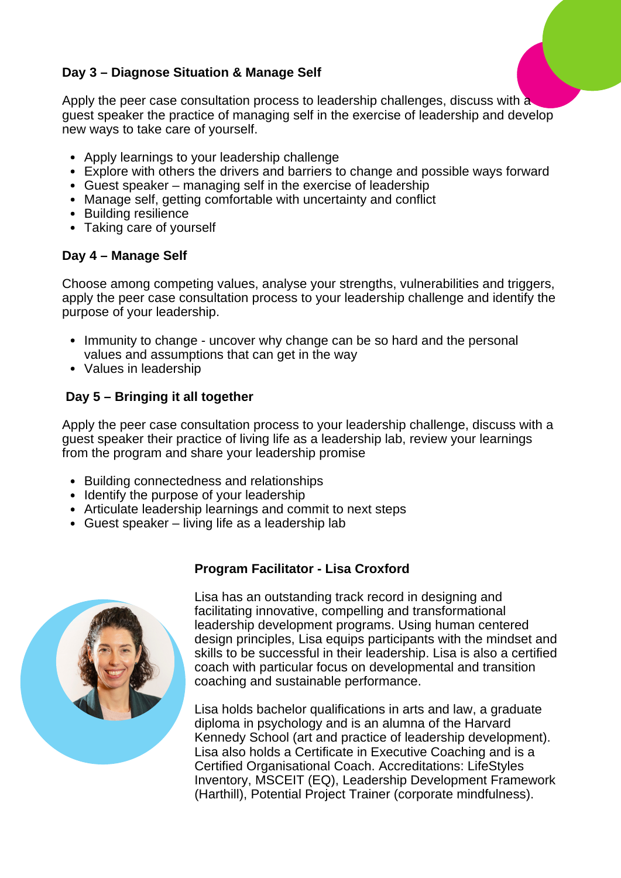**Day 3 – Diagnose Situation & Manage Self**

Apply the peer case consultation process to leadership challenges, discuss with a guest speaker the practice of managing self in the exercise of leadership and develop new ways to take care of yourself.

- Apply learnings to your leadership challenge
- Explore with others the drivers and barriers to change and possible ways forward
- Guest speaker – managing self in the exercise of leadership
- Manage self, getting comfortable with uncertainty and conflict
- Building resilience
- Taking care of yourself

**Day 4 – Manage Self**

Choose among competing values, analyse your strengths, vulnerabilities and triggers, apply the peer case consultation process to your leadership challenge and identify the purpose of your leadership.

- Immunity to change - uncover why change can be so hard and the personal values and assumptions that can get in the way
- Values in leadership

**Day 5 – Bringing it all together**

Apply the peer case consultation process to your leadership challenge, discuss with a guest speaker their practice of living life as a leadership lab, review your learnings from the program and share your leadership promise

- Building connectedness and relationships
- Identify the purpose of your leadership
- Articulate leadership learnings and commit to next steps
- Guest speaker – living life as a leadership lab

**Program Facilitator - Lisa Croxford**

Lisa has an outstanding track record in designing and facilitating innovative, compelling and transformational leadership development programs. Using human centered design principles, Lisa equips participants with the mindset and skills to be successful in their leadership. Lisa is also a certified coach with particular focus on developmental and transition coaching and sustainable performance.

Lisa holds bachelor qualifications in arts and law, a graduate diploma in psychology and is an alumna of the Harvard Kennedy School (art and practice of leadership development). Lisa also holds a Certificate in Executive Coaching and is a Certified Organisational Coach. Accreditations: LifeStyles Inventory, MSCEIT (EQ), Leadership Development Framework (Harthill), Potential Project Trainer (corporate mindfulness).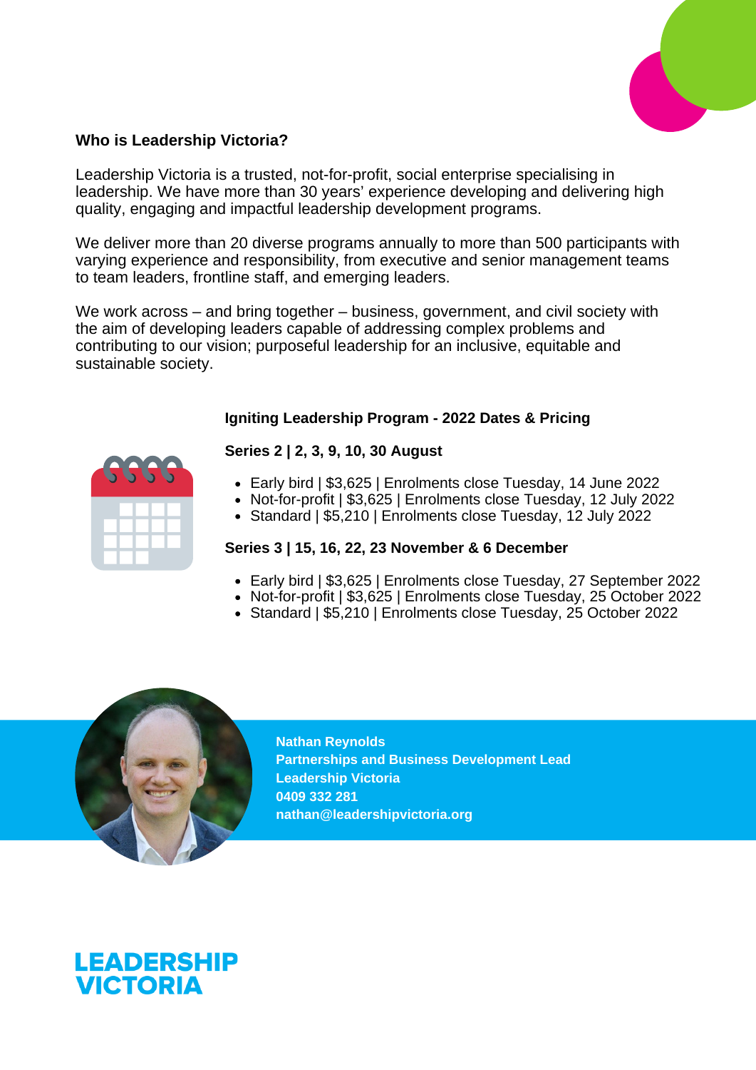## Who is Leadership Victoria?

Leadership Victoria is a trusted, not-for-profit, social enterprise specialising in leadership. We have more than 30 years' experience developing and delivering high quality, engaging and impactful leadership development programs.

We deliver more than 20 diverse programs annually to more than 500 participants with varying experience and responsibility, from executive and senior management teams to team leaders, frontline staff, and emerging leaders.

We work across – and bring together – business, government, and civil society with the aim of developing leaders capable of addressing complex problems and contributing to our vision; purposeful leadership for an inclusive, equitable and sustainable society.

### Igniting Leadership Program - 2022 Dates & Pricing

**Series 2 | 2, 3, 9, 10, 30 August**

- Early bird | $3,625 | Enrolments close Tuesday, 14 June 2022
- Not-for-profit | $3,625 | Enrolments close Tuesday, 12 July 2022
- Standard | $5,210 | Enrolments close Tuesday, 12 July 2022

**Series 3 | 15, 16, 22, 23 November & 6 December**

- Early bird | $3,625 | Enrolments close Tuesday, 27 September 2022
- Not-for-profit | $3,625 | Enrolments close Tuesday, 25 October 2022
- Standard | $5,210 | Enrolments close Tuesday, 25 October 2022

**Nathan Reynolds**
**Partnerships and Business Development Lead**
**Leadership Victoria**
**0409 332 281**
**nathan@leadershipvictoria.org**

LEADERSHIP VICTORIA